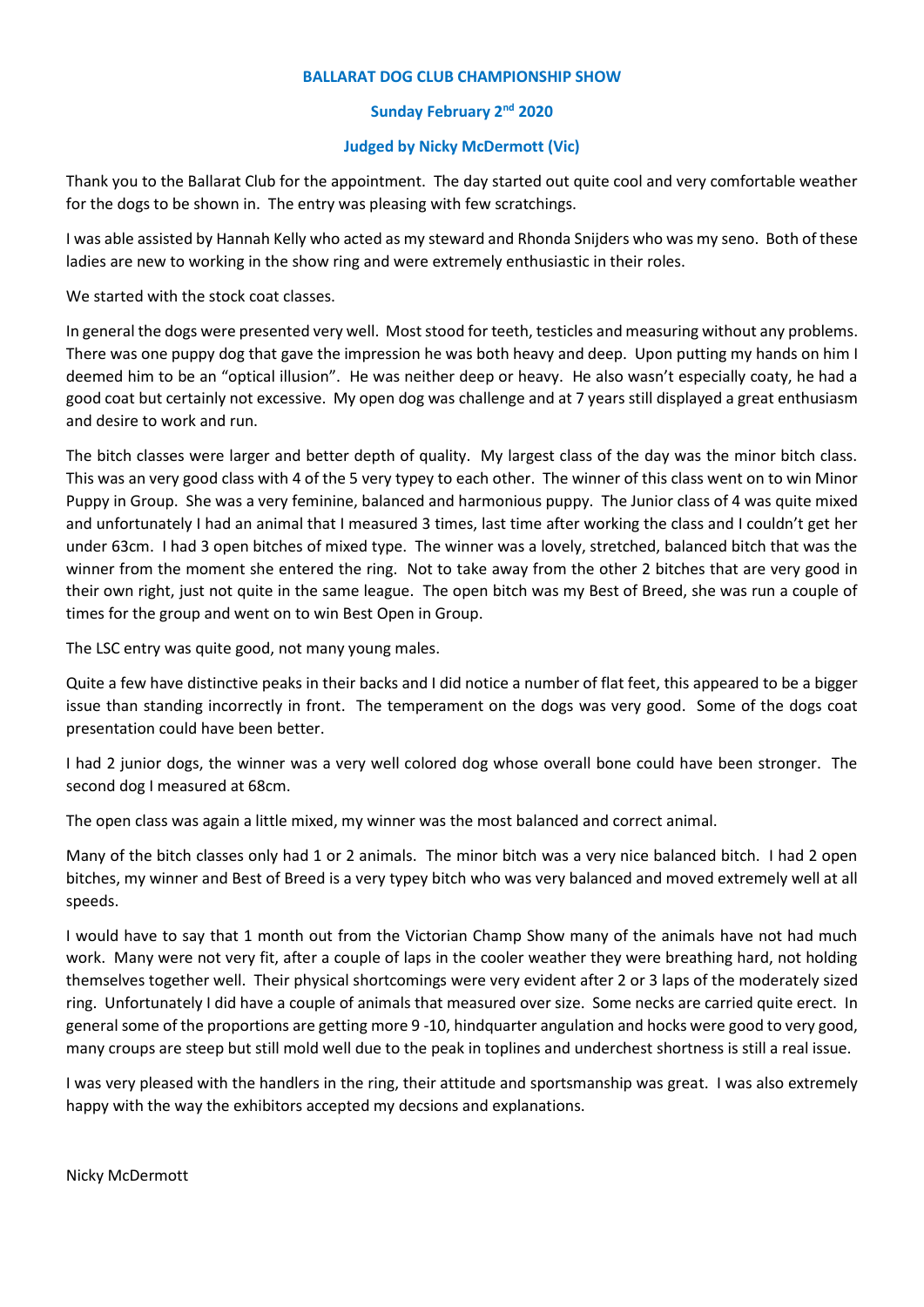**BALLARAT DOG CLUB CHAMPIONSHIP SHOW**

**Sunday February 2nd 2020**

**Judged by Nicky McDermott (Vic)**

Thank you to the Ballarat Club for the appointment. The day started out quite cool and very comfortable weather for the dogs to be shown in. The entry was pleasing with few scratchings.

I was able assisted by Hannah Kelly who acted as my steward and Rhonda Snijders who was my seno. Both of these ladies are new to working in the show ring and were extremely enthusiastic in their roles.

We started with the stock coat classes.

In general the dogs were presented very well. Most stood for teeth, testicles and measuring without any problems. There was one puppy dog that gave the impression he was both heavy and deep. Upon putting my hands on him I deemed him to be an "optical illusion". He was neither deep or heavy. He also wasn't especially coaty, he had a good coat but certainly not excessive. My open dog was challenge and at 7 years still displayed a great enthusiasm and desire to work and run.

The bitch classes were larger and better depth of quality. My largest class of the day was the minor bitch class. This was an very good class with 4 of the 5 very typey to each other. The winner of this class went on to win Minor Puppy in Group. She was a very feminine, balanced and harmonious puppy. The Junior class of 4 was quite mixed and unfortunately I had an animal that I measured 3 times, last time after working the class and I couldn't get her under 63cm. I had 3 open bitches of mixed type. The winner was a lovely, stretched, balanced bitch that was the winner from the moment she entered the ring. Not to take away from the other 2 bitches that are very good in their own right, just not quite in the same league. The open bitch was my Best of Breed, she was run a couple of times for the group and went on to win Best Open in Group.

The LSC entry was quite good, not many young males.

Quite a few have distinctive peaks in their backs and I did notice a number of flat feet, this appeared to be a bigger issue than standing incorrectly in front. The temperament on the dogs was very good. Some of the dogs coat presentation could have been better.

I had 2 junior dogs, the winner was a very well colored dog whose overall bone could have been stronger. The second dog I measured at 68cm.

The open class was again a little mixed, my winner was the most balanced and correct animal.

Many of the bitch classes only had 1 or 2 animals. The minor bitch was a very nice balanced bitch. I had 2 open bitches, my winner and Best of Breed is a very typey bitch who was very balanced and moved extremely well at all speeds.

I would have to say that 1 month out from the Victorian Champ Show many of the animals have not had much work. Many were not very fit, after a couple of laps in the cooler weather they were breathing hard, not holding themselves together well. Their physical shortcomings were very evident after 2 or 3 laps of the moderately sized ring. Unfortunately I did have a couple of animals that measured over size. Some necks are carried quite erect. In general some of the proportions are getting more 9 -10, hindquarter angulation and hocks were good to very good, many croups are steep but still mold well due to the peak in toplines and underchest shortness is still a real issue.

I was very pleased with the handlers in the ring, their attitude and sportsmanship was great. I was also extremely happy with the way the exhibitors accepted my decsions and explanations.

Nicky McDermott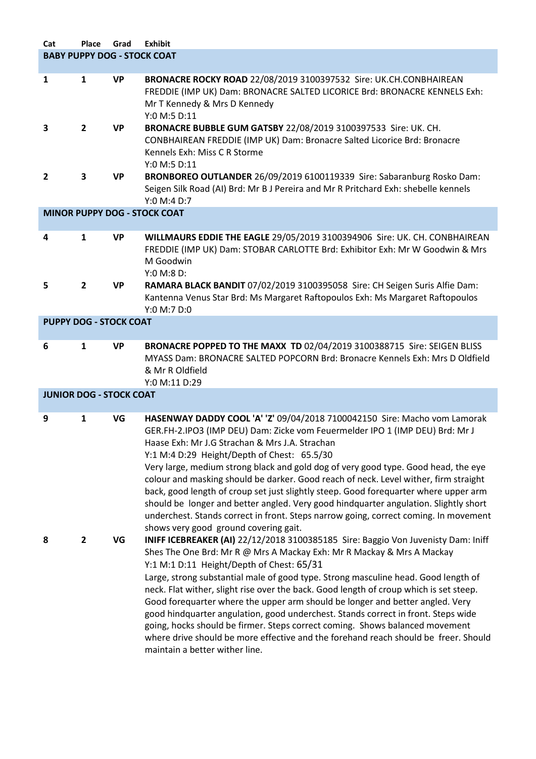| Cat | Place | Grad | Exhibit |
|---|---|---|---|
| **BABY PUPPY DOG - STOCK COAT** | | | |
| 1 | 1 | VP | **BRONACRE ROCKY ROAD** 22/08/2019 3100397532 Sire: UK.CH.CONBHAIREAN FREDDIE (IMP UK) Dam: BRONACRE SALTED LICORICE Brd: BRONACRE KENNELS Exh: Mr T Kennedy & Mrs D Kennedy<br>Y:0 M:5 D:11 |
| 3 | 2 | VP | **BRONACRE BUBBLE GUM GATSBY** 22/08/2019 3100397533 Sire: UK. CH. CONBHAIREAN FREDDIE (IMP UK) Dam: Bronacre Salted Licorice Brd: Bronacre Kennels Exh: Miss C R Storme<br>Y:0 M:5 D:11 |
| 2 | 3 | VP | **BRONBOREO OUTLANDER** 26/09/2019 6100119339 Sire: Sabaranburg Rosko Dam: Seigen Silk Road (AI) Brd: Mr B J Pereira and Mr R Pritchard Exh: shebelle kennels<br>Y:0 M:4 D:7 |
| **MINOR PUPPY DOG - STOCK COAT** | | | |
| 4 | 1 | VP | **WILLMAURS EDDIE THE EAGLE** 29/05/2019 3100394906 Sire: UK. CH. CONBHAIREAN FREDDIE (IMP UK) Dam: STOBAR CARLOTTE Brd: Exhibitor Exh: Mr W Goodwin & Mrs M Goodwin<br>Y:0 M:8 D: |
| 5 | 2 | VP | **RAMARA BLACK BANDIT** 07/02/2019 3100395058 Sire: CH Seigen Suris Alfie Dam: Kantenna Venus Star Brd: Ms Margaret Raftopoulos Exh: Ms Margaret Raftopoulos<br>Y:0 M:7 D:0 |
| **PUPPY DOG - STOCK COAT** | | | |
| 6 | 1 | VP | **BRONACRE POPPED TO THE MAXX TD** 02/04/2019 3100388715 Sire: SEIGEN BLISS MYASS Dam: BRONACRE SALTED POPCORN Brd: Bronacre Kennels Exh: Mrs D Oldfield & Mr R Oldfield<br>Y:0 M:11 D:29 |
| **JUNIOR DOG - STOCK COAT** | | | |
| 9 | 1 | VG | **HASENWAY DADDY COOL 'A' 'Z'** 09/04/2018 7100042150 Sire: Macho vom Lamorak GER.FH-2.IPO3 (IMP DEU) Dam: Zicke vom Feuermelder IPO 1 (IMP DEU) Brd: Mr J Haase Exh: Mr J.G Strachan & Mrs J.A. Strachan<br>Y:1 M:4 D:29 Height/Depth of Chest: 65.5/30<br>Very large, medium strong black and gold dog of very good type. Good head, the eye colour and masking should be darker. Good reach of neck. Level wither, firm straight back, good length of croup set just slightly steep. Good forequarter where upper arm should be longer and better angled. Very good hindquarter angulation. Slightly short underchest. Stands correct in front. Steps narrow going, correct coming. In movement shows very good ground covering gait. |
| 8 | 2 | VG | **INIFF ICEBREAKER (AI)** 22/12/2018 3100385185 Sire: Baggio Von Juvenisty Dam: Iniff Shes The One Brd: Mr R @ Mrs A Mackay Exh: Mr R Mackay & Mrs A Mackay<br>Y:1 M:1 D:11 Height/Depth of Chest: 65/31<br>Large, strong substantial male of good type. Strong masculine head. Good length of neck. Flat wither, slight rise over the back. Good length of croup which is set steep. Good forequarter where the upper arm should be longer and better angled. Very good hindquarter angulation, good underchest. Stands correct in front. Steps wide going, hocks should be firmer. Steps correct coming. Shows balanced movement where drive should be more effective and the forehand reach should be freer. Should maintain a better wither line. |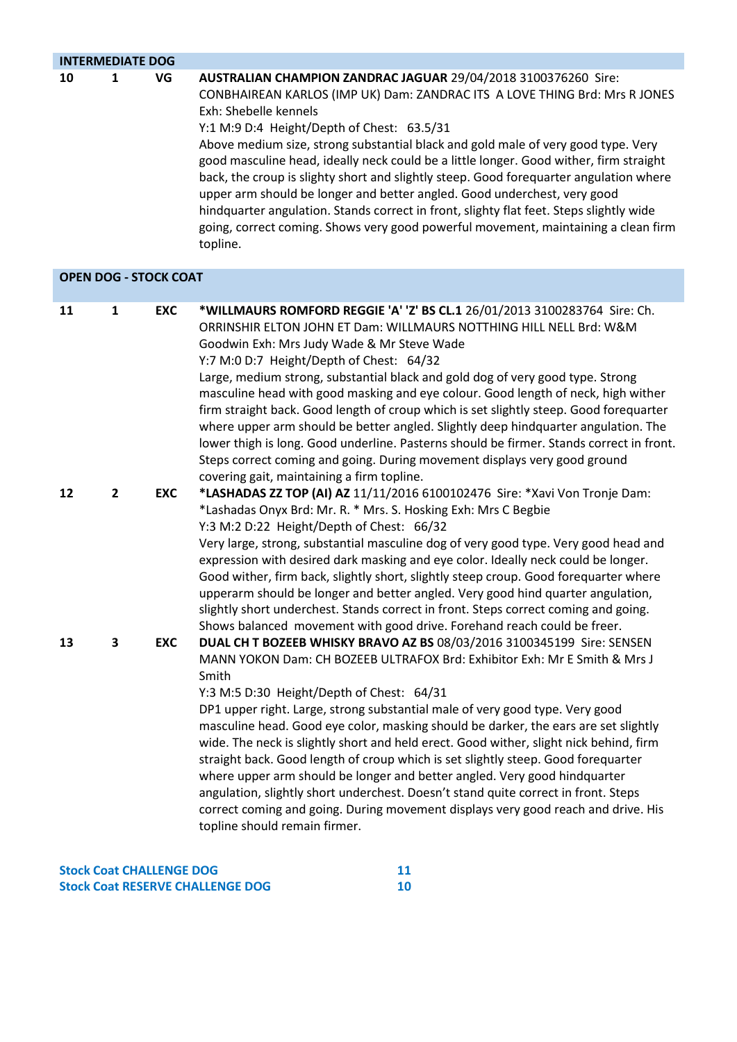## INTERMEDIATE DOG

| | | | |
|---|---|---|---|
| **10** | **1** | **VG** | **AUSTRALIAN CHAMPION ZANDRAC JAGUAR** 29/04/2018 3100376260 Sire: CONBHAIREAN KARLOS (IMP UK) Dam: ZANDRAC ITS A LOVE THING Brd: Mrs R JONES Exh: Shebelle kennels<br>Y:1 M:9 D:4 Height/Depth of Chest: 63.5/31<br>Above medium size, strong substantial black and gold male of very good type. Very good masculine head, ideally neck could be a little longer. Good wither, firm straight back, the croup is slighty short and slightly steep. Good forequarter angulation where upper arm should be longer and better angled. Good underchest, very good hindquarter angulation. Stands correct in front, slighty flat feet. Steps slightly wide going, correct coming. Shows very good powerful movement, maintaining a clean firm topline. |

## OPEN DOG - STOCK COAT

| | | | |
|---|---|---|---|
| **11** | **1** | **EXC** | **\*WILLMAURS ROMFORD REGGIE 'A' 'Z' BS CL.1** 26/01/2013 3100283764 Sire: Ch. ORRINSHIR ELTON JOHN ET Dam: WILLMAURS NOTTHING HILL NELL Brd: W&M Goodwin Exh: Mrs Judy Wade & Mr Steve Wade<br>Y:7 M:0 D:7 Height/Depth of Chest: 64/32<br>Large, medium strong, substantial black and gold dog of very good type. Strong masculine head with good masking and eye colour. Good length of neck, high wither firm straight back. Good length of croup which is set slightly steep. Good forequarter where upper arm should be better angled. Slightly deep hindquarter angulation. The lower thigh is long. Good underline. Pasterns should be firmer. Stands correct in front. Steps correct coming and going. During movement displays very good ground covering gait, maintaining a firm topline. |
| **12** | **2** | **EXC** | **\*LASHADAS ZZ TOP (AI) AZ** 11/11/2016 6100102476 Sire: \*Xavi Von Tronje Dam: \*Lashadas Onyx Brd: Mr. R. \* Mrs. S. Hosking Exh: Mrs C Begbie<br>Y:3 M:2 D:22 Height/Depth of Chest: 66/32<br>Very large, strong, substantial masculine dog of very good type. Very good head and expression with desired dark masking and eye color. Ideally neck could be longer. Good wither, firm back, slightly short, slightly steep croup. Good forequarter where upperarm should be longer and better angled. Very good hind quarter angulation, slightly short underchest. Stands correct in front. Steps correct coming and going. Shows balanced movement with good drive. Forehand reach could be freer. |
| **13** | **3** | **EXC** | **DUAL CH T BOZEEB WHISKY BRAVO AZ BS** 08/03/2016 3100345199 Sire: SENSEN MANN YOKON Dam: CH BOZEEB ULTRAFOX Brd: Exhibitor Exh: Mr E Smith & Mrs J Smith<br>Y:3 M:5 D:30 Height/Depth of Chest: 64/31<br>DP1 upper right. Large, strong substantial male of very good type. Very good masculine head. Good eye color, masking should be darker, the ears are set slightly wide. The neck is slightly short and held erect. Good wither, slight nick behind, firm straight back. Good length of croup which is set slightly steep. Good forequarter where upper arm should be longer and better angled. Very good hindquarter angulation, slightly short underchest. Doesn't stand quite correct in front. Steps correct coming and going. During movement displays very good reach and drive. His topline should remain firmer. |

| | |
|---|---|
| **Stock Coat CHALLENGE DOG** | **11** |
| **Stock Coat RESERVE CHALLENGE DOG** | **10** |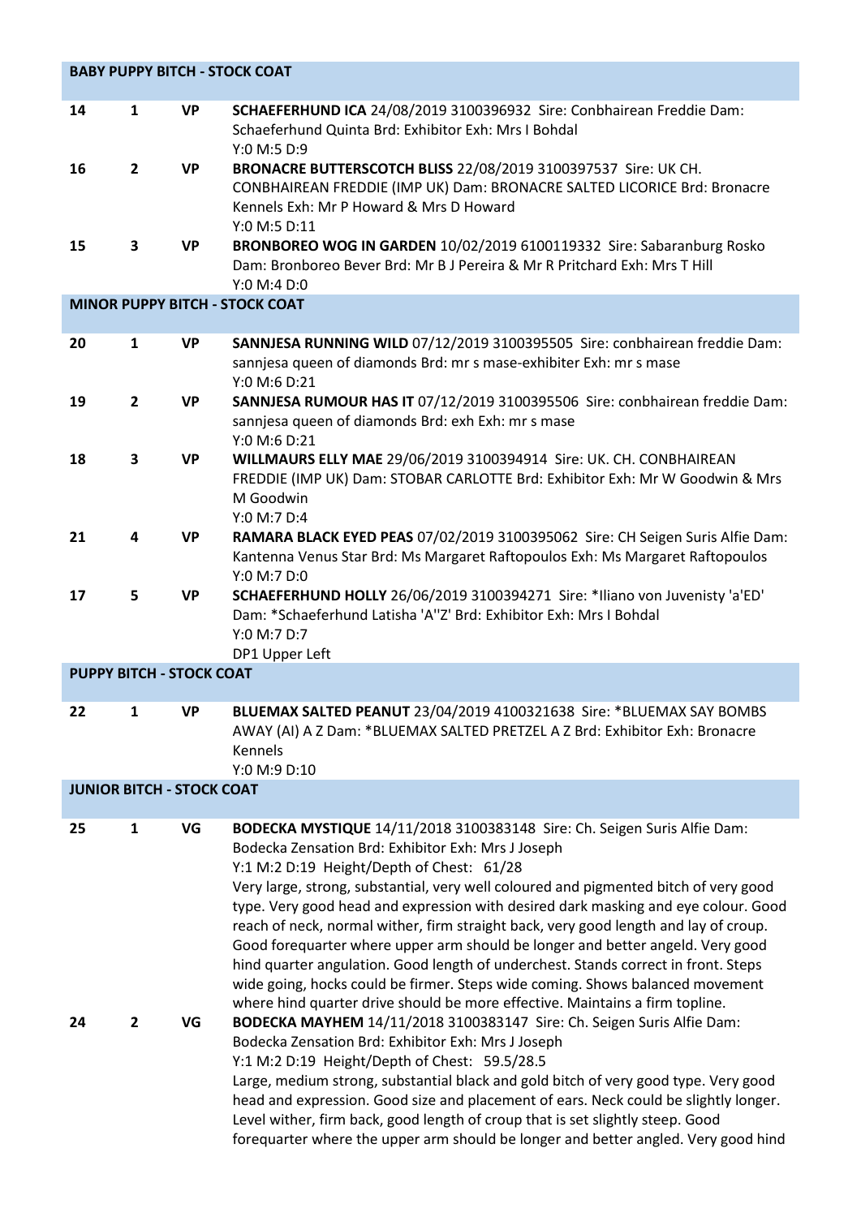**BABY PUPPY BITCH - STOCK COAT**

| | | | |
|---|---|---|---|
| 14 | 1 | VP | **SCHAEFERHUND ICA** 24/08/2019 3100396932 Sire: Conbhairean Freddie Dam: Schaeferhund Quinta Brd: Exhibitor Exh: Mrs I Bohdal<br>Y:0 M:5 D:9 |
| 16 | 2 | VP | **BRONACRE BUTTERSCOTCH BLISS** 22/08/2019 3100397537 Sire: UK CH. CONBHAIREAN FREDDIE (IMP UK) Dam: BRONACRE SALTED LICORICE Brd: Bronacre Kennels Exh: Mr P Howard & Mrs D Howard<br>Y:0 M:5 D:11 |
| 15 | 3 | VP | **BRONBOREO WOG IN GARDEN** 10/02/2019 6100119332 Sire: Sabaranburg Rosko Dam: Bronboreo Bever Brd: Mr B J Pereira & Mr R Pritchard Exh: Mrs T Hill<br>Y:0 M:4 D:0 |

**MINOR PUPPY BITCH - STOCK COAT**

| | | | |
|---|---|---|---|
| 20 | 1 | VP | **SANNJESA RUNNING WILD** 07/12/2019 3100395505 Sire: conbhairean freddie Dam: sannjesa queen of diamonds Brd: mr s mase-exhibiter Exh: mr s mase<br>Y:0 M:6 D:21 |
| 19 | 2 | VP | **SANNJESA RUMOUR HAS IT** 07/12/2019 3100395506 Sire: conbhairean freddie Dam: sannjesa queen of diamonds Brd: exh Exh: mr s mase<br>Y:0 M:6 D:21 |
| 18 | 3 | VP | **WILLMAURS ELLY MAE** 29/06/2019 3100394914 Sire: UK. CH. CONBHAIREAN FREDDIE (IMP UK) Dam: STOBAR CARLOTTE Brd: Exhibitor Exh: Mr W Goodwin & Mrs M Goodwin<br>Y:0 M:7 D:4 |
| 21 | 4 | VP | **RAMARA BLACK EYED PEAS** 07/02/2019 3100395062 Sire: CH Seigen Suris Alfie Dam: Kantenna Venus Star Brd: Ms Margaret Raftopoulos Exh: Ms Margaret Raftopoulos<br>Y:0 M:7 D:0 |
| 17 | 5 | VP | **SCHAEFERHUND HOLLY** 26/06/2019 3100394271 Sire: *Iliano von Juvenisty 'a'ED' Dam: *Schaeferhund Latisha 'A''Z' Brd: Exhibitor Exh: Mrs I Bohdal<br>Y:0 M:7 D:7<br>DP1 Upper Left |

**PUPPY BITCH - STOCK COAT**

| | | | |
|---|---|---|---|
| 22 | 1 | VP | **BLUEMAX SALTED PEANUT** 23/04/2019 4100321638 Sire: *BLUEMAX SAY BOMBS AWAY (AI) A Z Dam: *BLUEMAX SALTED PRETZEL A Z Brd: Exhibitor Exh: Bronacre Kennels<br>Y:0 M:9 D:10 |

**JUNIOR BITCH - STOCK COAT**

| | | | |
|---|---|---|---|
| 25 | 1 | VG | **BODECKA MYSTIQUE** 14/11/2018 3100383148 Sire: Ch. Seigen Suris Alfie Dam: Bodecka Zensation Brd: Exhibitor Exh: Mrs J Joseph<br>Y:1 M:2 D:19 Height/Depth of Chest: 61/28<br>Very large, strong, substantial, very well coloured and pigmented bitch of very good type. Very good head and expression with desired dark masking and eye colour. Good reach of neck, normal wither, firm straight back, very good length and lay of croup. Good forequarter where upper arm should be longer and better angeld. Very good hind quarter angulation. Good length of underchest. Stands correct in front. Steps wide going, hocks could be firmer. Steps wide coming. Shows balanced movement where hind quarter drive should be more effective. Maintains a firm topline. |
| 24 | 2 | VG | **BODECKA MAYHEM** 14/11/2018 3100383147 Sire: Ch. Seigen Suris Alfie Dam: Bodecka Zensation Brd: Exhibitor Exh: Mrs J Joseph<br>Y:1 M:2 D:19 Height/Depth of Chest: 59.5/28.5<br>Large, medium strong, substantial black and gold bitch of very good type. Very good head and expression. Good size and placement of ears. Neck could be slightly longer. Level wither, firm back, good length of croup that is set slightly steep. Good forequarter where the upper arm should be longer and better angled. Very good hind |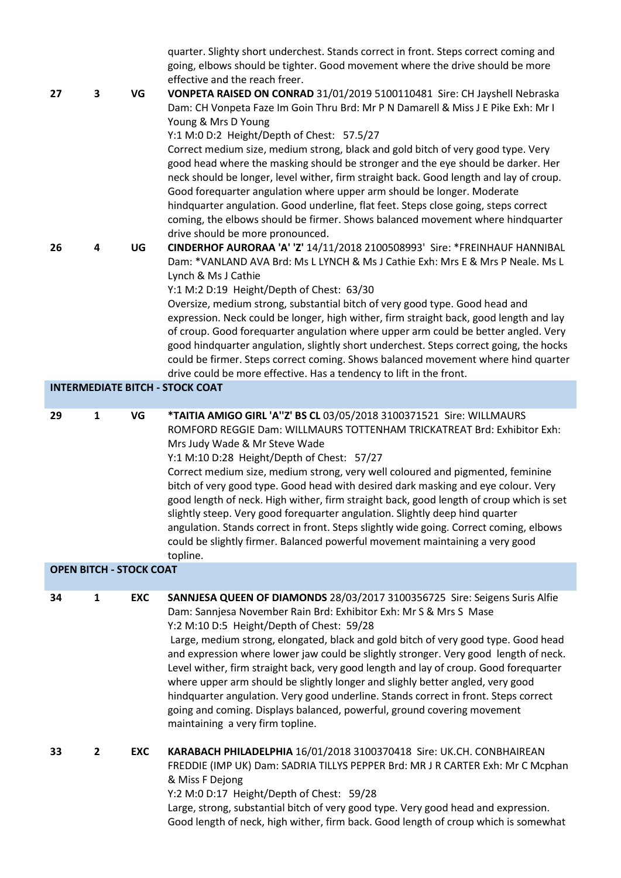quarter. Slighty short underchest. Stands correct in front. Steps correct coming and going, elbows should be tighter. Good movement where the drive should be more effective and the reach freer.

**27 3 VG** **VONPETA RAISED ON CONRAD** 31/01/2019 5100110481 Sire: CH Jayshell Nebraska Dam: CH Vonpeta Faze Im Goin Thru Brd: Mr P N Damarell & Miss J E Pike Exh: Mr I Young & Mrs D Young
Y:1 M:0 D:2 Height/Depth of Chest: 57.5/27
Correct medium size, medium strong, black and gold bitch of very good type. Very good head where the masking should be stronger and the eye should be darker. Her neck should be longer, level wither, firm straight back. Good length and lay of croup. Good forequarter angulation where upper arm should be longer. Moderate hindquarter angulation. Good underline, flat feet. Steps close going, steps correct coming, the elbows should be firmer. Shows balanced movement where hindquarter drive should be more pronounced.

**26 4 UG** **CINDERHOF AURORAA 'A' 'Z'** 14/11/2018 2100508993' Sire: *FREINHAUF HANNIBAL Dam: *VANLAND AVA Brd: Ms L LYNCH & Ms J Cathie Exh: Mrs E & Mrs P Neale. Ms L Lynch & Ms J Cathie
Y:1 M:2 D:19 Height/Depth of Chest: 63/30
Oversize, medium strong, substantial bitch of very good type. Good head and expression. Neck could be longer, high wither, firm straight back, good length and lay of croup. Good forequarter angulation where upper arm could be better angled. Very good hindquarter angulation, slightly short underchest. Steps correct going, the hocks could be firmer. Steps correct coming. Shows balanced movement where hind quarter drive could be more effective. Has a tendency to lift in the front.

## INTERMEDIATE BITCH - STOCK COAT

**29 1 VG** ***TAITIA AMIGO GIRL 'A''Z' BS CL** 03/05/2018 3100371521 Sire: WILLMAURS ROMFORD REGGIE Dam: WILLMAURS TOTTENHAM TRICKATREAT Brd: Exhibitor Exh: Mrs Judy Wade & Mr Steve Wade
Y:1 M:10 D:28 Height/Depth of Chest: 57/27
Correct medium size, medium strong, very well coloured and pigmented, feminine bitch of very good type. Good head with desired dark masking and eye colour. Very good length of neck. High wither, firm straight back, good length of croup which is set slightly steep. Very good forequarter angulation. Slightly deep hind quarter angulation. Stands correct in front. Steps slightly wide going. Correct coming, elbows could be slightly firmer. Balanced powerful movement maintaining a very good topline.

## OPEN BITCH - STOCK COAT

**34 1 EXC** **SANNJESA QUEEN OF DIAMONDS** 28/03/2017 3100356725 Sire: Seigens Suris Alfie Dam: Sannjesa November Rain Brd: Exhibitor Exh: Mr S & Mrs S Mase
Y:2 M:10 D:5 Height/Depth of Chest: 59/28
Large, medium strong, elongated, black and gold bitch of very good type. Good head and expression where lower jaw could be slightly stronger. Very good length of neck. Level wither, firm straight back, very good length and lay of croup. Good forequarter where upper arm should be slightly longer and slighly better angled, very good hindquarter angulation. Very good underline. Stands correct in front. Steps correct going and coming. Displays balanced, powerful, ground covering movement maintaining a very firm topline.

**33 2 EXC** **KARABACH PHILADELPHIA** 16/01/2018 3100370418 Sire: UK.CH. CONBHAIREAN FREDDIE (IMP UK) Dam: SADRIA TILLYS PEPPER Brd: MR J R CARTER Exh: Mr C Mcphan & Miss F Dejong
Y:2 M:0 D:17 Height/Depth of Chest: 59/28
Large, strong, substantial bitch of very good type. Very good head and expression. Good length of neck, high wither, firm back. Good length of croup which is somewhat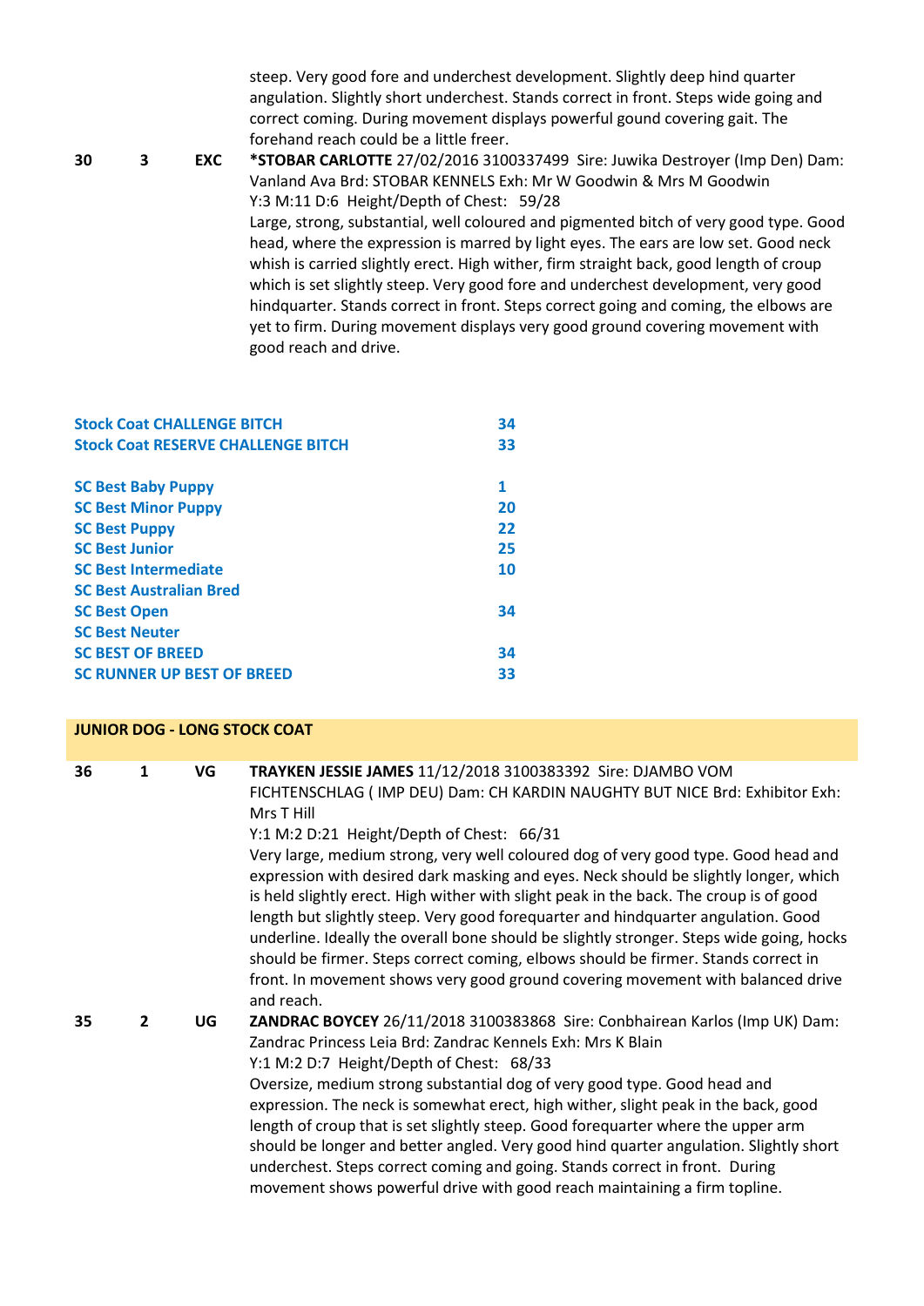steep. Very good fore and underchest development. Slightly deep hind quarter angulation. Slightly short underchest. Stands correct in front. Steps wide going and correct coming. During movement displays powerful gound covering gait. The forehand reach could be a little freer.

**30 3 EXC** **\*STOBAR CARLOTTE** 27/02/2016 3100337499 Sire: Juwika Destroyer (Imp Den) Dam: Vanland Ava Brd: STOBAR KENNELS Exh: Mr W Goodwin & Mrs M Goodwin
Y:3 M:11 D:6 Height/Depth of Chest: 59/28
Large, strong, substantial, well coloured and pigmented bitch of very good type. Good head, where the expression is marred by light eyes. The ears are low set. Good neck whish is carried slightly erect. High wither, firm straight back, good length of croup which is set slightly steep. Very good fore and underchest development, very good hindquarter. Stands correct in front. Steps correct going and coming, the elbows are yet to firm. During movement displays very good ground covering movement with good reach and drive.

| | |
|---|---|
| **Stock Coat CHALLENGE BITCH** | **34** |
| **Stock Coat RESERVE CHALLENGE BITCH** | **33** |
| | |
| **SC Best Baby Puppy** | **1** |
| **SC Best Minor Puppy** | **20** |
| **SC Best Puppy** | **22** |
| **SC Best Junior** | **25** |
| **SC Best Intermediate** | **10** |
| **SC Best Australian Bred** | |
| **SC Best Open** | **34** |
| **SC Best Neuter** | |
| **SC BEST OF BREED** | **34** |
| **SC RUNNER UP BEST OF BREED** | **33** |

## JUNIOR DOG - LONG STOCK COAT

**36 1 VG** **TRAYKEN JESSIE JAMES** 11/12/2018 3100383392 Sire: DJAMBO VOM FICHTENSCHLAG ( IMP DEU) Dam: CH KARDIN NAUGHTY BUT NICE Brd: Exhibitor Exh: Mrs T Hill
Y:1 M:2 D:21 Height/Depth of Chest: 66/31
Very large, medium strong, very well coloured dog of very good type. Good head and expression with desired dark masking and eyes. Neck should be slightly longer, which is held slightly erect. High wither with slight peak in the back. The croup is of good length but slightly steep. Very good forequarter and hindquarter angulation. Good underline. Ideally the overall bone should be slightly stronger. Steps wide going, hocks should be firmer. Steps correct coming, elbows should be firmer. Stands correct in front. In movement shows very good ground covering movement with balanced drive and reach.

**35 2 UG** **ZANDRAC BOYCEY** 26/11/2018 3100383868 Sire: Conbhairean Karlos (Imp UK) Dam: Zandrac Princess Leia Brd: Zandrac Kennels Exh: Mrs K Blain
Y:1 M:2 D:7 Height/Depth of Chest: 68/33
Oversize, medium strong substantial dog of very good type. Good head and expression. The neck is somewhat erect, high wither, slight peak in the back, good length of croup that is set slightly steep. Good forequarter where the upper arm should be longer and better angled. Very good hind quarter angulation. Slightly short underchest. Steps correct coming and going. Stands correct in front. During movement shows powerful drive with good reach maintaining a firm topline.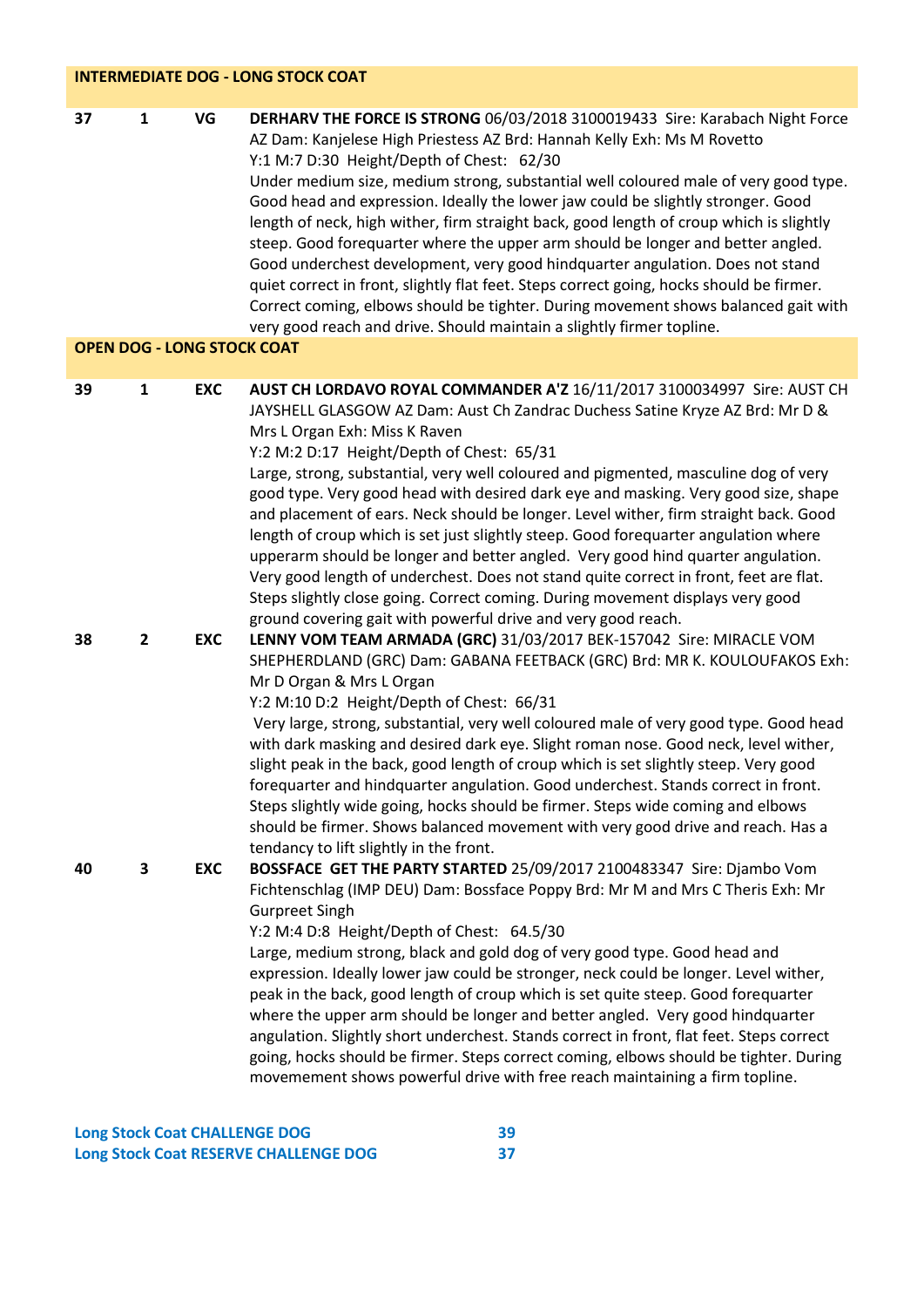## INTERMEDIATE DOG - LONG STOCK COAT

| | | | |
|---|---|---|---|
| 37 | 1 | VG | **DERHARV THE FORCE IS STRONG** 06/03/2018 3100019433 Sire: Karabach Night Force AZ Dam: Kanjelese High Priestess AZ Brd: Hannah Kelly Exh: Ms M Rovetto<br>Y:1 M:7 D:30 Height/Depth of Chest: 62/30<br>Under medium size, medium strong, substantial well coloured male of very good type. Good head and expression. Ideally the lower jaw could be slightly stronger. Good length of neck, high wither, firm straight back, good length of croup which is slightly steep. Good forequarter where the upper arm should be longer and better angled. Good underchest development, very good hindquarter angulation. Does not stand quiet correct in front, slightly flat feet. Steps correct going, hocks should be firmer. Correct coming, elbows should be tighter. During movement shows balanced gait with very good reach and drive. Should maintain a slightly firmer topline. |

## OPEN DOG - LONG STOCK COAT

| | | | |
|---|---|---|---|
| 39 | 1 | EXC | **AUST CH LORDAVO ROYAL COMMANDER A'Z** 16/11/2017 3100034997 Sire: AUST CH JAYSHELL GLASGOW AZ Dam: Aust Ch Zandrac Duchess Satine Kryze AZ Brd: Mr D & Mrs L Organ Exh: Miss K Raven<br>Y:2 M:2 D:17 Height/Depth of Chest: 65/31<br>Large, strong, substantial, very well coloured and pigmented, masculine dog of very good type. Very good head with desired dark eye and masking. Very good size, shape and placement of ears. Neck should be longer. Level wither, firm straight back. Good length of croup which is set just slightly steep. Good forequarter angulation where upperarm should be longer and better angled. Very good hind quarter angulation. Very good length of underchest. Does not stand quite correct in front, feet are flat. Steps slightly close going. Correct coming. During movement displays very good ground covering gait with powerful drive and very good reach. |
| 38 | 2 | EXC | **LENNY VOM TEAM ARMADA (GRC)** 31/03/2017 BEK-157042 Sire: MIRACLE VOM SHEPHERDLAND (GRC) Dam: GABANA FEETBACK (GRC) Brd: MR K. KOULOUFAKOS Exh: Mr D Organ & Mrs L Organ<br>Y:2 M:10 D:2 Height/Depth of Chest: 66/31<br>Very large, strong, substantial, very well coloured male of very good type. Good head with dark masking and desired dark eye. Slight roman nose. Good neck, level wither, slight peak in the back, good length of croup which is set slightly steep. Very good forequarter and hindquarter angulation. Good underchest. Stands correct in front. Steps slightly wide going, hocks should be firmer. Steps wide coming and elbows should be firmer. Shows balanced movement with very good drive and reach. Has a tendancy to lift slightly in the front. |
| 40 | 3 | EXC | **BOSSFACE GET THE PARTY STARTED** 25/09/2017 2100483347 Sire: Djambo Vom Fichtenschlag (IMP DEU) Dam: Bossface Poppy Brd: Mr M and Mrs C Theris Exh: Mr Gurpreet Singh<br>Y:2 M:4 D:8 Height/Depth of Chest: 64.5/30<br>Large, medium strong, black and gold dog of very good type. Good head and expression. Ideally lower jaw could be stronger, neck could be longer. Level wither, peak in the back, good length of croup which is set quite steep. Good forequarter where the upper arm should be longer and better angled. Very good hindquarter angulation. Slightly short underchest. Stands correct in front, flat feet. Steps correct going, hocks should be firmer. Steps correct coming, elbows should be tighter. During movemement shows powerful drive with free reach maintaining a firm topline. |

**Long Stock Coat CHALLENGE DOG** 39

**Long Stock Coat RESERVE CHALLENGE DOG** 37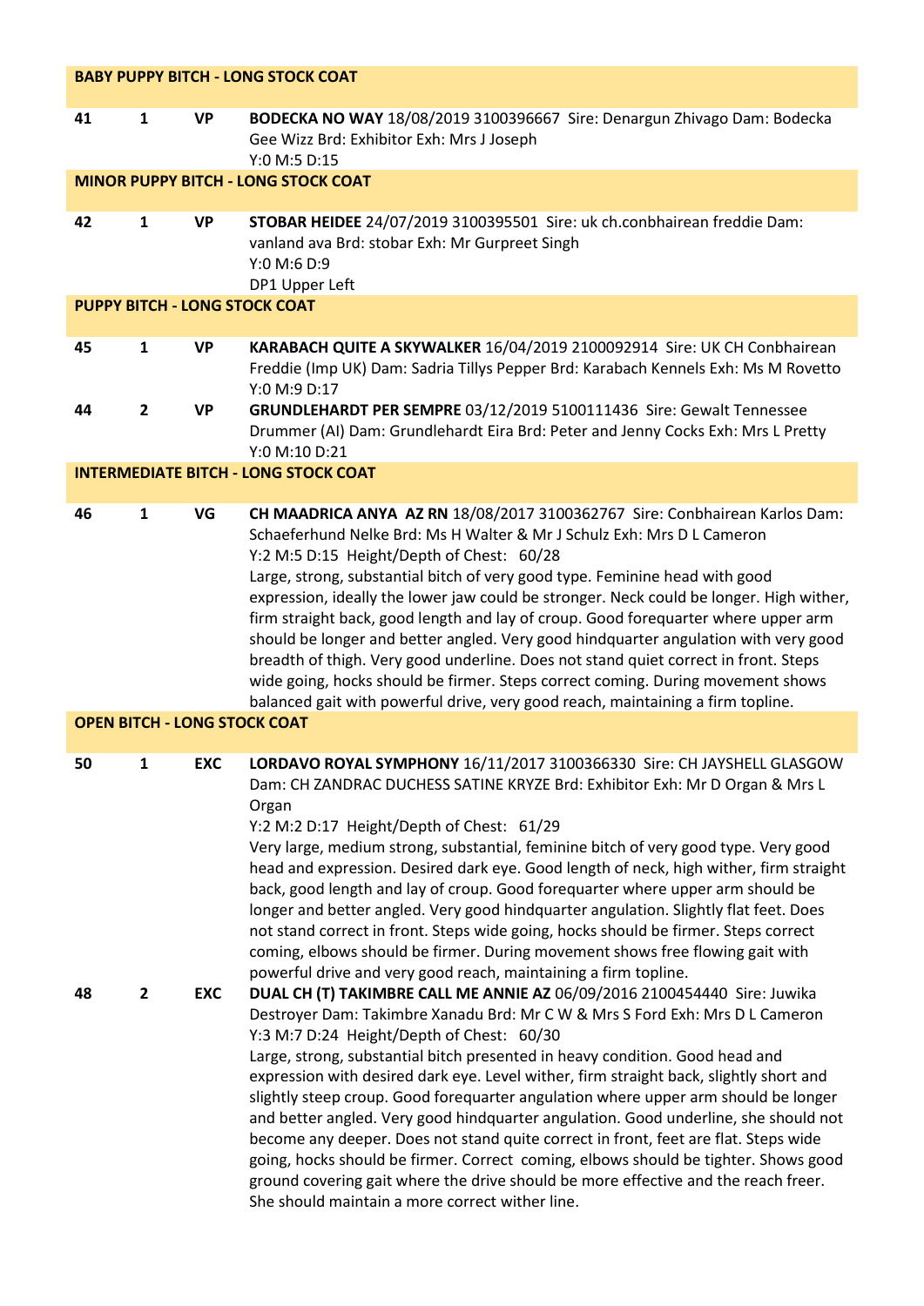## BABY PUPPY BITCH - LONG STOCK COAT

**41** **1** **VP** **BODECKA NO WAY** 18/08/2019 3100396667 Sire: Denargun Zhivago Dam: Bodecka Gee Wizz Brd: Exhibitor Exh: Mrs J Joseph
Y:0 M:5 D:15

## MINOR PUPPY BITCH - LONG STOCK COAT

**42** **1** **VP** **STOBAR HEIDEE** 24/07/2019 3100395501 Sire: uk ch.conbhairean freddie Dam: vanland ava Brd: stobar Exh: Mr Gurpreet Singh
Y:0 M:6 D:9
DP1 Upper Left

## PUPPY BITCH - LONG STOCK COAT

**45** **1** **VP** **KARABACH QUITE A SKYWALKER** 16/04/2019 2100092914 Sire: UK CH Conbhairean Freddie (Imp UK) Dam: Sadria Tillys Pepper Brd: Karabach Kennels Exh: Ms M Rovetto
Y:0 M:9 D:17

**44** **2** **VP** **GRUNDLEHARDT PER SEMPRE** 03/12/2019 5100111436 Sire: Gewalt Tennessee Drummer (AI) Dam: Grundlehardt Eira Brd: Peter and Jenny Cocks Exh: Mrs L Pretty
Y:0 M:10 D:21

## INTERMEDIATE BITCH - LONG STOCK COAT

**46** **1** **VG** **CH MAADRICA ANYA AZ RN** 18/08/2017 3100362767 Sire: Conbhairean Karlos Dam: Schaeferhund Nelke Brd: Ms H Walter & Mr J Schulz Exh: Mrs D L Cameron
Y:2 M:5 D:15 Height/Depth of Chest: 60/28
Large, strong, substantial bitch of very good type. Feminine head with good expression, ideally the lower jaw could be stronger. Neck could be longer. High wither, firm straight back, good length and lay of croup. Good forequarter where upper arm should be longer and better angled. Very good hindquarter angulation with very good breadth of thigh. Very good underline. Does not stand quiet correct in front. Steps wide going, hocks should be firmer. Steps correct coming. During movement shows balanced gait with powerful drive, very good reach, maintaining a firm topline.

## OPEN BITCH - LONG STOCK COAT

**50** **1** **EXC** **LORDAVO ROYAL SYMPHONY** 16/11/2017 3100366330 Sire: CH JAYSHELL GLASGOW Dam: CH ZANDRAC DUCHESS SATINE KRYZE Brd: Exhibitor Exh: Mr D Organ & Mrs L Organ
Y:2 M:2 D:17 Height/Depth of Chest: 61/29
Very large, medium strong, substantial, feminine bitch of very good type. Very good head and expression. Desired dark eye. Good length of neck, high wither, firm straight back, good length and lay of croup. Good forequarter where upper arm should be longer and better angled. Very good hindquarter angulation. Slightly flat feet. Does not stand correct in front. Steps wide going, hocks should be firmer. Steps correct coming, elbows should be firmer. During movement shows free flowing gait with powerful drive and very good reach, maintaining a firm topline.

**48** **2** **EXC** **DUAL CH (T) TAKIMBRE CALL ME ANNIE AZ** 06/09/2016 2100454440 Sire: Juwika Destroyer Dam: Takimbre Xanadu Brd: Mr C W & Mrs S Ford Exh: Mrs D L Cameron
Y:3 M:7 D:24 Height/Depth of Chest: 60/30
Large, strong, substantial bitch presented in heavy condition. Good head and expression with desired dark eye. Level wither, firm straight back, slightly short and slightly steep croup. Good forequarter angulation where upper arm should be longer and better angled. Very good hindquarter angulation. Good underline, she should not become any deeper. Does not stand quite correct in front, feet are flat. Steps wide going, hocks should be firmer. Correct coming, elbows should be tighter. Shows good ground covering gait where the drive should be more effective and the reach freer. She should maintain a more correct wither line.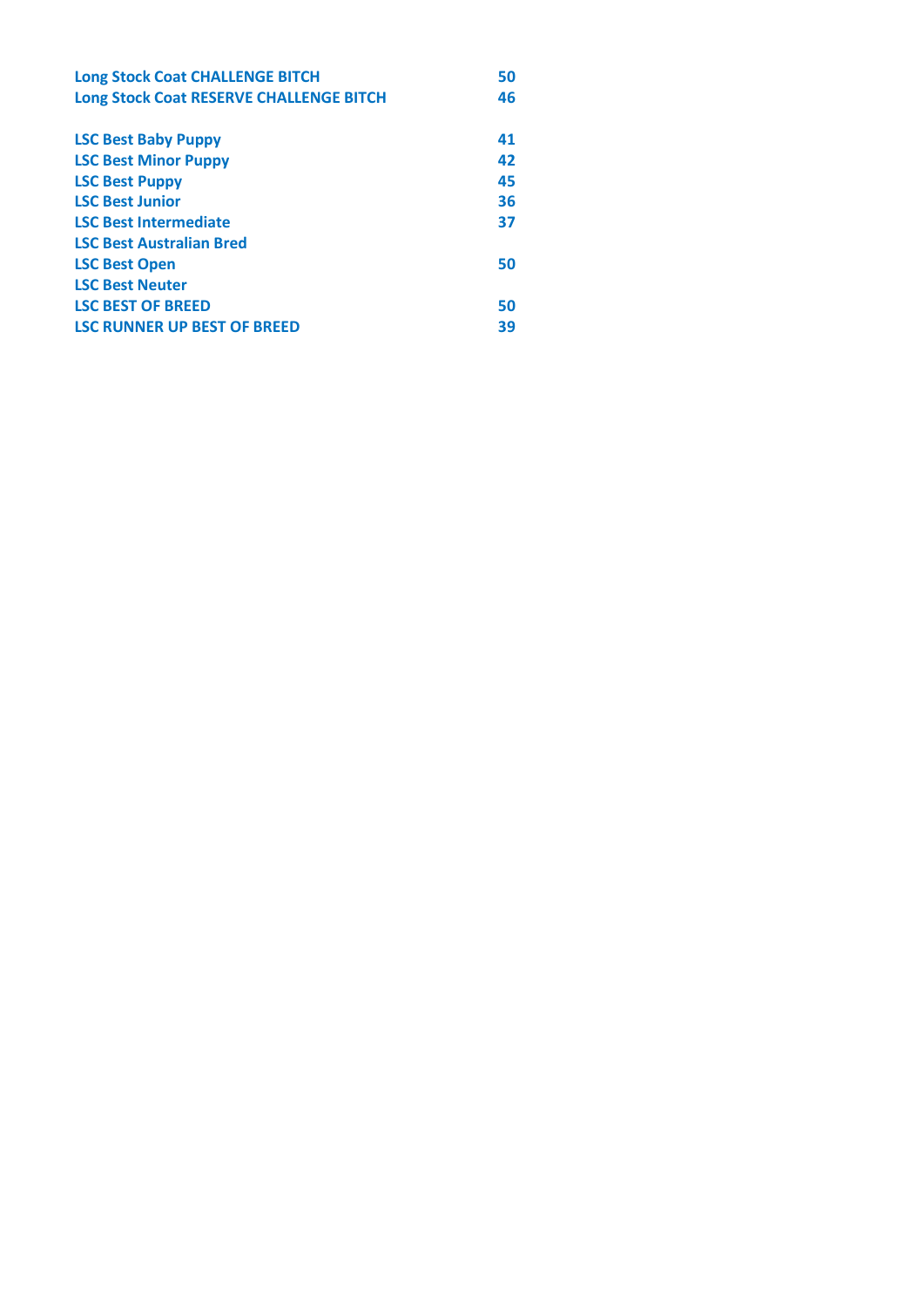| | |
|---|---|
| **Long Stock Coat CHALLENGE BITCH** | **50** |
| **Long Stock Coat RESERVE CHALLENGE BITCH** | **46** |
| | |
| **LSC Best Baby Puppy** | **41** |
| **LSC Best Minor Puppy** | **42** |
| **LSC Best Puppy** | **45** |
| **LSC Best Junior** | **36** |
| **LSC Best Intermediate** | **37** |
| **LSC Best Australian Bred** | |
| **LSC Best Open** | **50** |
| **LSC Best Neuter** | |
| **LSC BEST OF BREED** | **50** |
| **LSC RUNNER UP BEST OF BREED** | **39** |